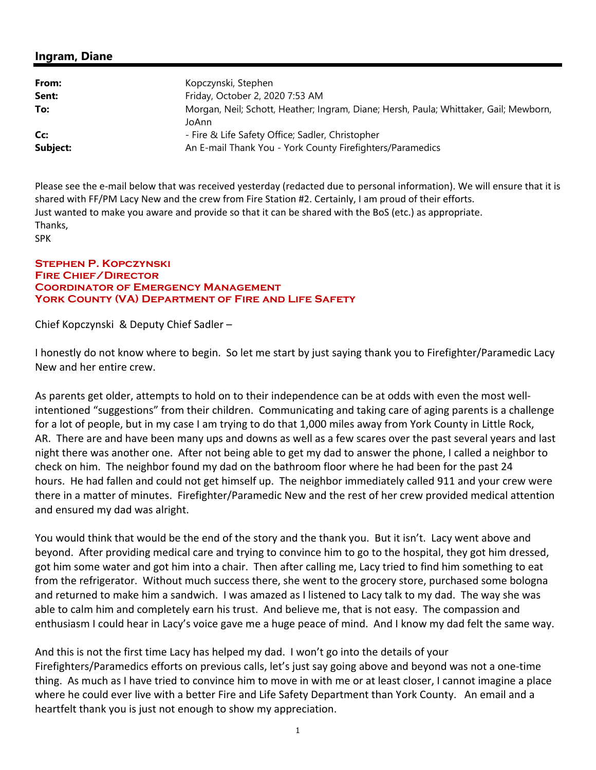## Ingram, Diane

| | |
|---|---|
| **From:** | Kopczynski, Stephen |
| **Sent:** | Friday, October 2, 2020 7:53 AM |
| **To:** | Morgan, Neil; Schott, Heather; Ingram, Diane; Hersh, Paula; Whittaker, Gail; Mewborn, JoAnn |
| **Cc:** | - Fire & Life Safety Office; Sadler, Christopher |
| **Subject:** | An E-mail Thank You - York County Firefighters/Paramedics |

Please see the e-mail below that was received yesterday (redacted due to personal information). We will ensure that it is shared with FF/PM Lacy New and the crew from Fire Station #2. Certainly, I am proud of their efforts.
Just wanted to make you aware and provide so that it can be shared with the BoS (etc.) as appropriate.
Thanks,
SPK

**Stephen P. Kopczynski**
**Fire Chief/Director**
**Coordinator of Emergency Management**
**York County (VA) Department of Fire and Life Safety**

Chief Kopczynski & Deputy Chief Sadler –

I honestly do not know where to begin. So let me start by just saying thank you to Firefighter/Paramedic Lacy New and her entire crew.

As parents get older, attempts to hold on to their independence can be at odds with even the most well-intentioned "suggestions" from their children. Communicating and taking care of aging parents is a challenge for a lot of people, but in my case I am trying to do that 1,000 miles away from York County in Little Rock, AR. There are and have been many ups and downs as well as a few scares over the past several years and last night there was another one. After not being able to get my dad to answer the phone, I called a neighbor to check on him. The neighbor found my dad on the bathroom floor where he had been for the past 24 hours. He had fallen and could not get himself up. The neighbor immediately called 911 and your crew were there in a matter of minutes. Firefighter/Paramedic New and the rest of her crew provided medical attention and ensured my dad was alright.

You would think that would be the end of the story and the thank you. But it isn't. Lacy went above and beyond. After providing medical care and trying to convince him to go to the hospital, they got him dressed, got him some water and got him into a chair. Then after calling me, Lacy tried to find him something to eat from the refrigerator. Without much success there, she went to the grocery store, purchased some bologna and returned to make him a sandwich. I was amazed as I listened to Lacy talk to my dad. The way she was able to calm him and completely earn his trust. And believe me, that is not easy. The compassion and enthusiasm I could hear in Lacy's voice gave me a huge peace of mind. And I know my dad felt the same way.

And this is not the first time Lacy has helped my dad. I won't go into the details of your Firefighters/Paramedics efforts on previous calls, let's just say going above and beyond was not a one-time thing. As much as I have tried to convince him to move in with me or at least closer, I cannot imagine a place where he could ever live with a better Fire and Life Safety Department than York County. An email and a heartfelt thank you is just not enough to show my appreciation.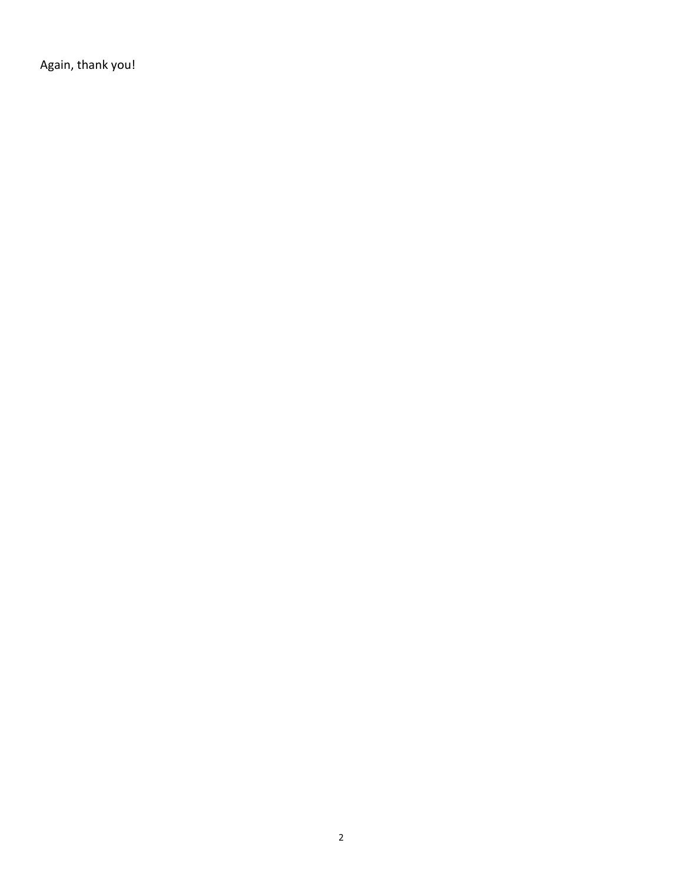Again, thank you!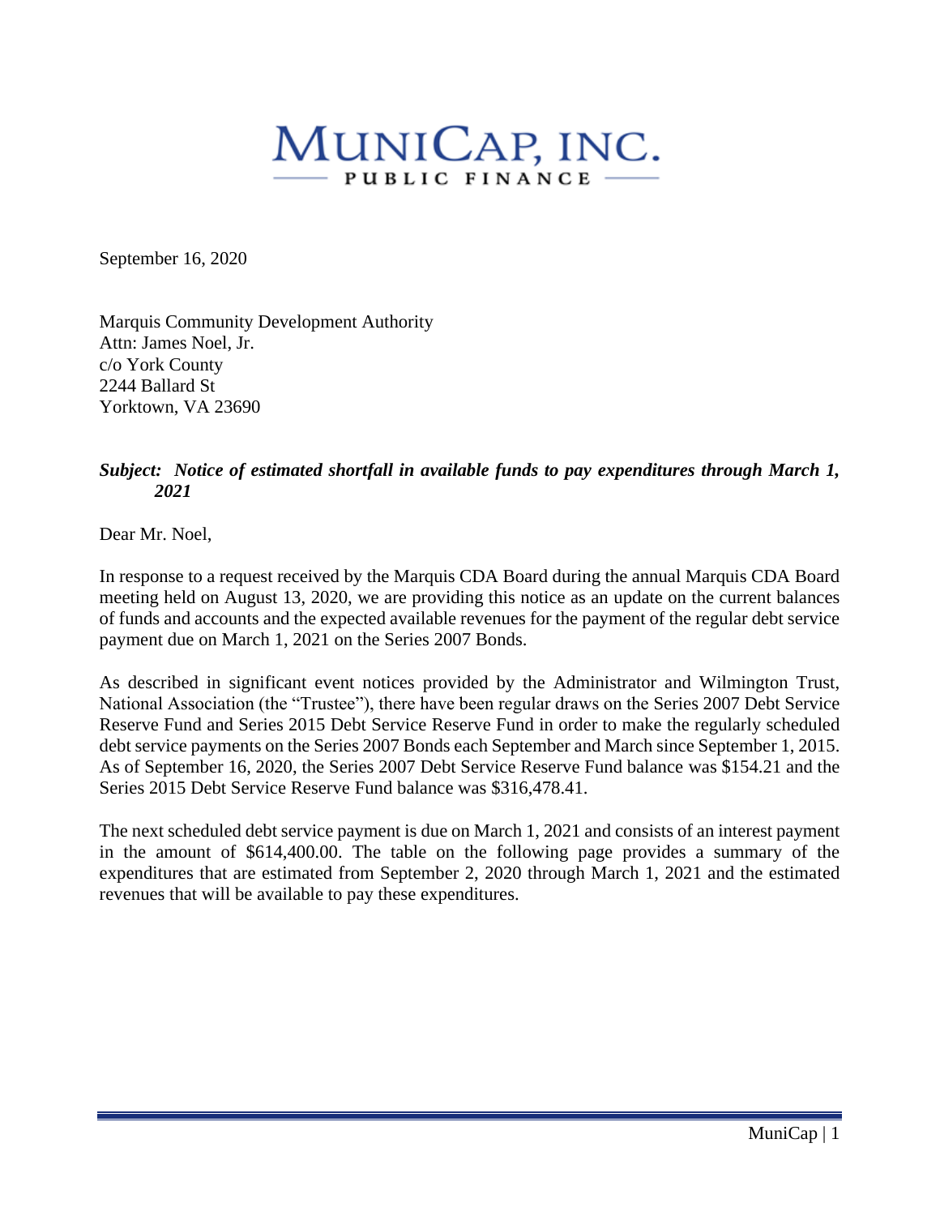# MuniCap, Inc.

PUBLIC FINANCE

September 16, 2020

Marquis Community Development Authority
Attn: James Noel, Jr.
c/o York County
2244 Ballard St
Yorktown, VA 23690

***Subject: Notice of estimated shortfall in available funds to pay expenditures through March 1, 2021***

Dear Mr. Noel,

In response to a request received by the Marquis CDA Board during the annual Marquis CDA Board meeting held on August 13, 2020, we are providing this notice as an update on the current balances of funds and accounts and the expected available revenues for the payment of the regular debt service payment due on March 1, 2021 on the Series 2007 Bonds.

As described in significant event notices provided by the Administrator and Wilmington Trust, National Association (the "Trustee"), there have been regular draws on the Series 2007 Debt Service Reserve Fund and Series 2015 Debt Service Reserve Fund in order to make the regularly scheduled debt service payments on the Series 2007 Bonds each September and March since September 1, 2015. As of September 16, 2020, the Series 2007 Debt Service Reserve Fund balance was $154.21 and the Series 2015 Debt Service Reserve Fund balance was $316,478.41.

The next scheduled debt service payment is due on March 1, 2021 and consists of an interest payment in the amount of $614,400.00. The table on the following page provides a summary of the expenditures that are estimated from September 2, 2020 through March 1, 2021 and the estimated revenues that will be available to pay these expenditures.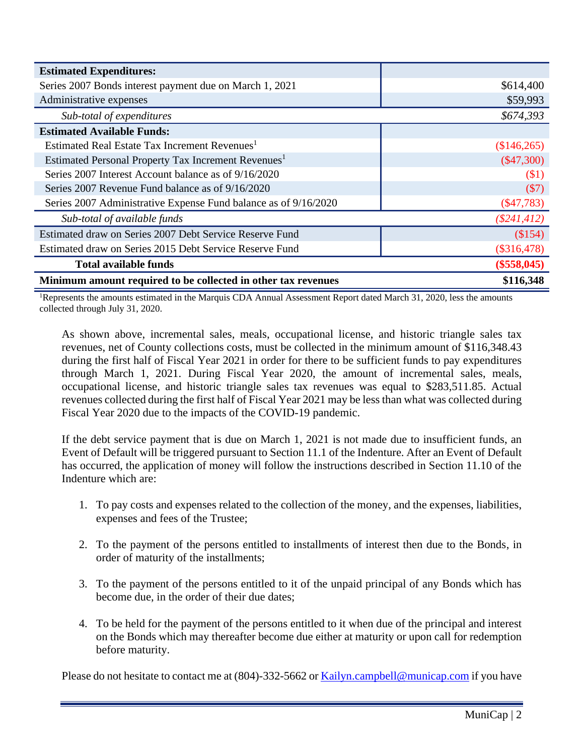| **Estimated Expenditures:** | |
|---|---|
| Series 2007 Bonds interest payment due on March 1, 2021 | $614,400 |
| Administrative expenses | $59,993 |
| *Sub-total of expenditures* | *$674,393* |
| **Estimated Available Funds:** | |
| Estimated Real Estate Tax Increment Revenues[1] | ($146,265) |
| Estimated Personal Property Tax Increment Revenues[1] | ($47,300) |
| Series 2007 Interest Account balance as of 9/16/2020 | ($1) |
| Series 2007 Revenue Fund balance as of 9/16/2020 | ($7) |
| Series 2007 Administrative Expense Fund balance as of 9/16/2020 | ($47,783) |
| *Sub-total of available funds* | *($241,412)* |
| Estimated draw on Series 2007 Debt Service Reserve Fund | ($154) |
| Estimated draw on Series 2015 Debt Service Reserve Fund | ($316,478) |
| **Total available funds** | **($558,045)** |
| **Minimum amount required to be collected in other tax revenues** | **$116,348** |

[1]Represents the amounts estimated in the Marquis CDA Annual Assessment Report dated March 31, 2020, less the amounts collected through July 31, 2020.

As shown above, incremental sales, meals, occupational license, and historic triangle sales tax revenues, net of County collections costs, must be collected in the minimum amount of $116,348.43 during the first half of Fiscal Year 2021 in order for there to be sufficient funds to pay expenditures through March 1, 2021. During Fiscal Year 2020, the amount of incremental sales, meals, occupational license, and historic triangle sales tax revenues was equal to $283,511.85. Actual revenues collected during the first half of Fiscal Year 2021 may be less than what was collected during Fiscal Year 2020 due to the impacts of the COVID-19 pandemic.

If the debt service payment that is due on March 1, 2021 is not made due to insufficient funds, an Event of Default will be triggered pursuant to Section 11.1 of the Indenture. After an Event of Default has occurred, the application of money will follow the instructions described in Section 11.10 of the Indenture which are:

1. To pay costs and expenses related to the collection of the money, and the expenses, liabilities, expenses and fees of the Trustee;

2. To the payment of the persons entitled to installments of interest then due to the Bonds, in order of maturity of the installments;

3. To the payment of the persons entitled to it of the unpaid principal of any Bonds which has become due, in the order of their due dates;

4. To be held for the payment of the persons entitled to it when due of the principal and interest on the Bonds which may thereafter become due either at maturity or upon call for redemption before maturity.

Please do not hesitate to contact me at (804)-332-5662 or Kailyn.campbell@municap.com if you have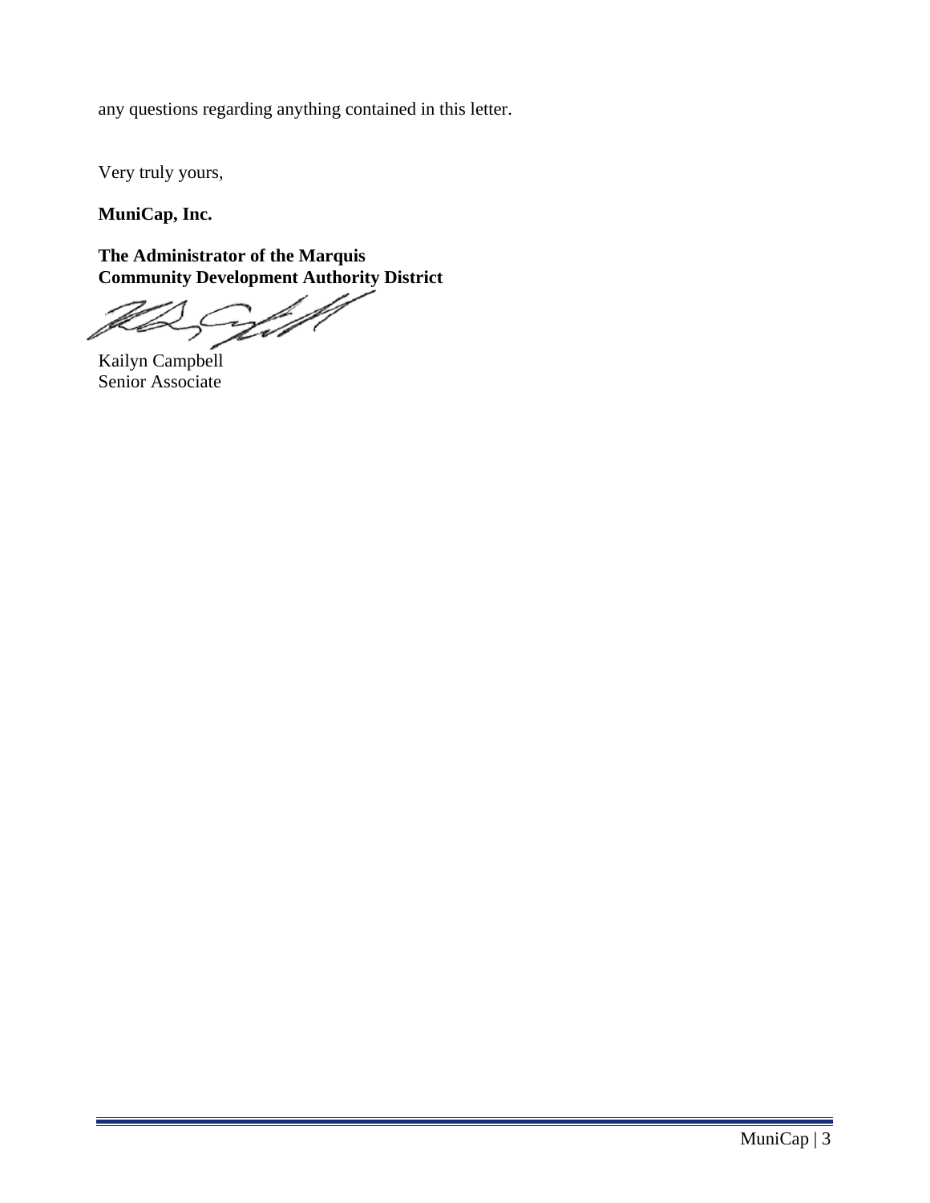any questions regarding anything contained in this letter.

Very truly yours,

**MuniCap, Inc.**

**The Administrator of the Marquis**
**Community Development Authority District**

Kailyn Campbell
Senior Associate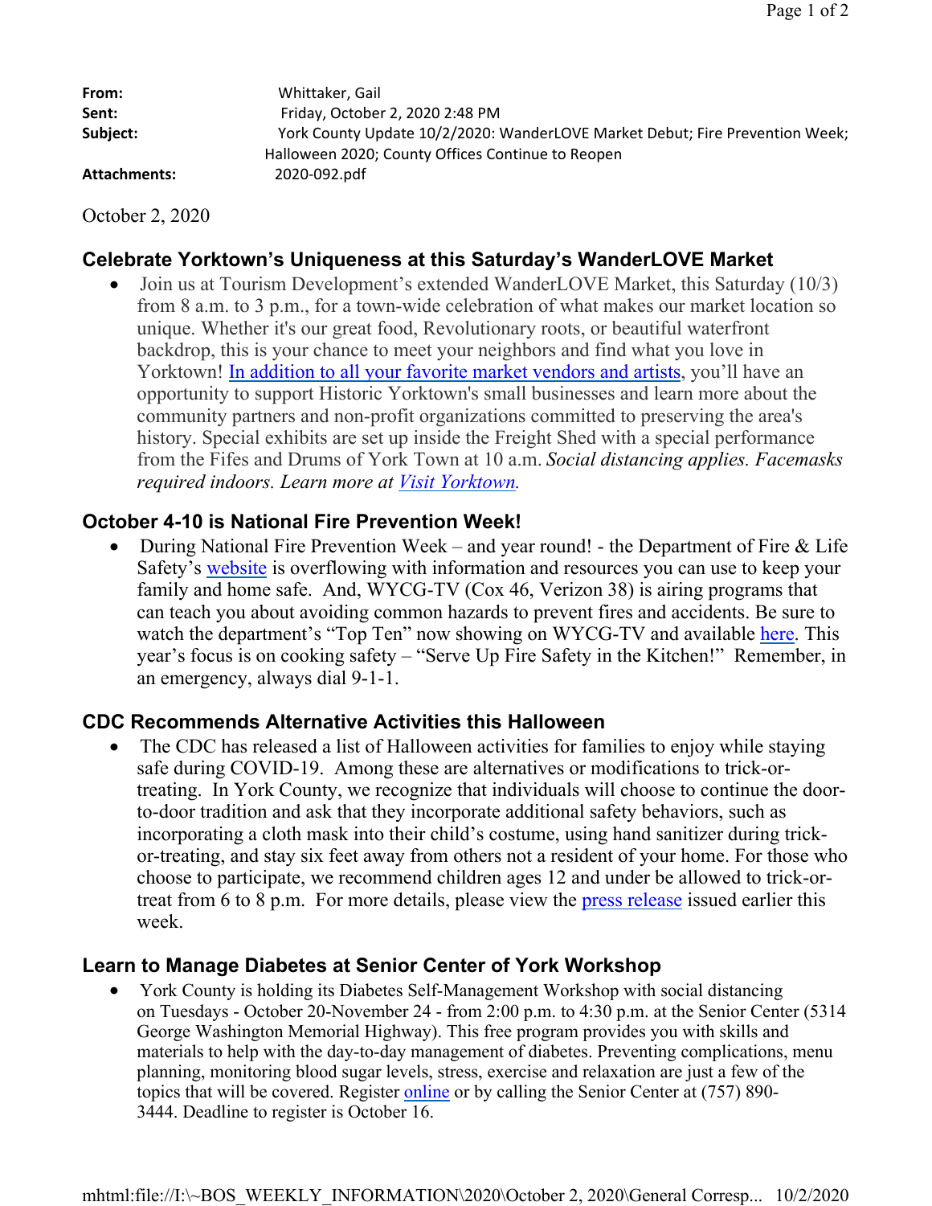**From:** Whittaker, Gail
**Sent:** Friday, October 2, 2020 2:48 PM
**Subject:** York County Update 10/2/2020: WanderLOVE Market Debut; Fire Prevention Week; Halloween 2020; County Offices Continue to Reopen
**Attachments:** 2020-092.pdf

October 2, 2020

## Celebrate Yorktown's Uniqueness at this Saturday's WanderLOVE Market

- Join us at Tourism Development's extended WanderLOVE Market, this Saturday (10/3) from 8 a.m. to 3 p.m., for a town-wide celebration of what makes our market location so unique. Whether it's our great food, Revolutionary roots, or beautiful waterfront backdrop, this is your chance to meet your neighbors and find what you love in Yorktown! In addition to all your favorite market vendors and artists, you'll have an opportunity to support Historic Yorktown's small businesses and learn more about the community partners and non-profit organizations committed to preserving the area's history. Special exhibits are set up inside the Freight Shed with a special performance from the Fifes and Drums of York Town at 10 a.m. *Social distancing applies. Facemasks required indoors. Learn more at Visit Yorktown.*

## October 4-10 is National Fire Prevention Week!

- During National Fire Prevention Week – and year round! - the Department of Fire & Life Safety's website is overflowing with information and resources you can use to keep your family and home safe. And, WYCG-TV (Cox 46, Verizon 38) is airing programs that can teach you about avoiding common hazards to prevent fires and accidents. Be sure to watch the department's "Top Ten" now showing on WYCG-TV and available here. This year's focus is on cooking safety – "Serve Up Fire Safety in the Kitchen!" Remember, in an emergency, always dial 9-1-1.

## CDC Recommends Alternative Activities this Halloween

- The CDC has released a list of Halloween activities for families to enjoy while staying safe during COVID-19. Among these are alternatives or modifications to trick-or-treating. In York County, we recognize that individuals will choose to continue the door-to-door tradition and ask that they incorporate additional safety behaviors, such as incorporating a cloth mask into their child's costume, using hand sanitizer during trick-or-treating, and stay six feet away from others not a resident of your home. For those who choose to participate, we recommend children ages 12 and under be allowed to trick-or-treat from 6 to 8 p.m. For more details, please view the press release issued earlier this week.

## Learn to Manage Diabetes at Senior Center of York Workshop

- York County is holding its Diabetes Self-Management Workshop with social distancing on Tuesdays - October 20-November 24 - from 2:00 p.m. to 4:30 p.m. at the Senior Center (5314 George Washington Memorial Highway). This free program provides you with skills and materials to help with the day-to-day management of diabetes. Preventing complications, menu planning, monitoring blood sugar levels, stress, exercise and relaxation are just a few of the topics that will be covered. Register online or by calling the Senior Center at (757) 890-3444. Deadline to register is October 16.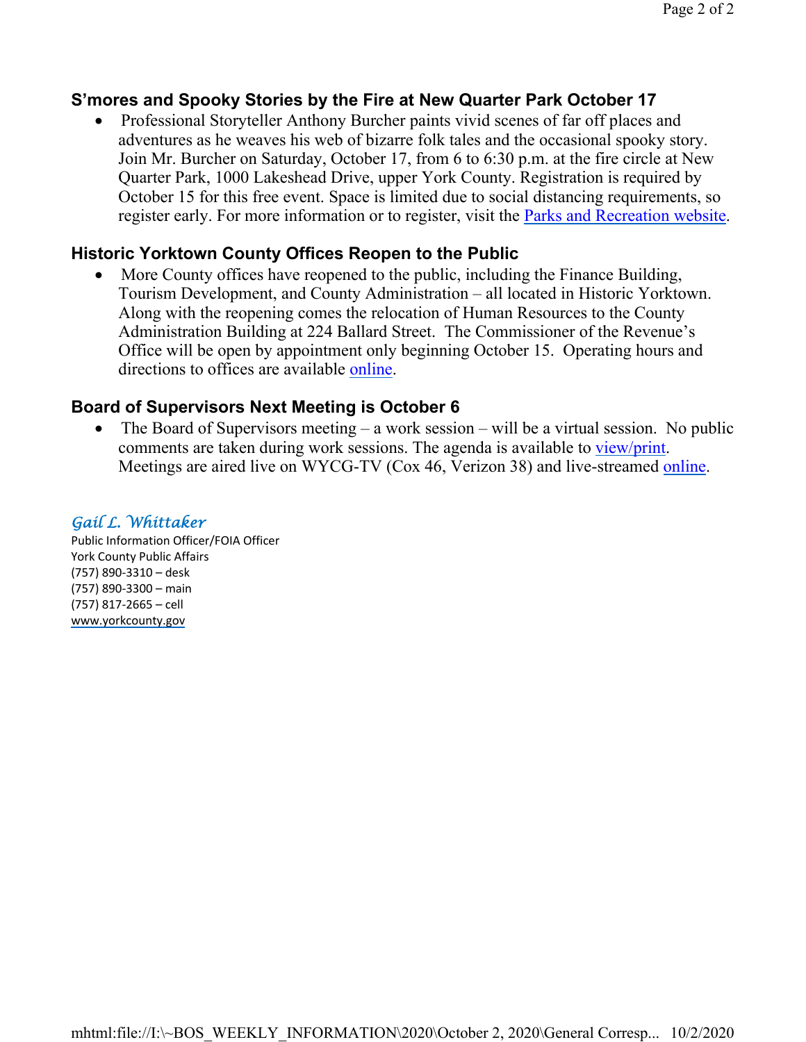### S'mores and Spooky Stories by the Fire at New Quarter Park October 17

- Professional Storyteller Anthony Burcher paints vivid scenes of far off places and adventures as he weaves his web of bizarre folk tales and the occasional spooky story. Join Mr. Burcher on Saturday, October 17, from 6 to 6:30 p.m. at the fire circle at New Quarter Park, 1000 Lakeshead Drive, upper York County. Registration is required by October 15 for this free event. Space is limited due to social distancing requirements, so register early. For more information or to register, visit the Parks and Recreation website.

### Historic Yorktown County Offices Reopen to the Public

- More County offices have reopened to the public, including the Finance Building, Tourism Development, and County Administration – all located in Historic Yorktown. Along with the reopening comes the relocation of Human Resources to the County Administration Building at 224 Ballard Street. The Commissioner of the Revenue's Office will be open by appointment only beginning October 15. Operating hours and directions to offices are available online.

### Board of Supervisors Next Meeting is October 6

- The Board of Supervisors meeting – a work session – will be a virtual session. No public comments are taken during work sessions. The agenda is available to view/print. Meetings are aired live on WYCG-TV (Cox 46, Verizon 38) and live-streamed online.

*Gail L. Whittaker*
Public Information Officer/FOIA Officer
York County Public Affairs
(757) 890-3310 – desk
(757) 890-3300 – main
(757) 817-2665 – cell
www.yorkcounty.gov